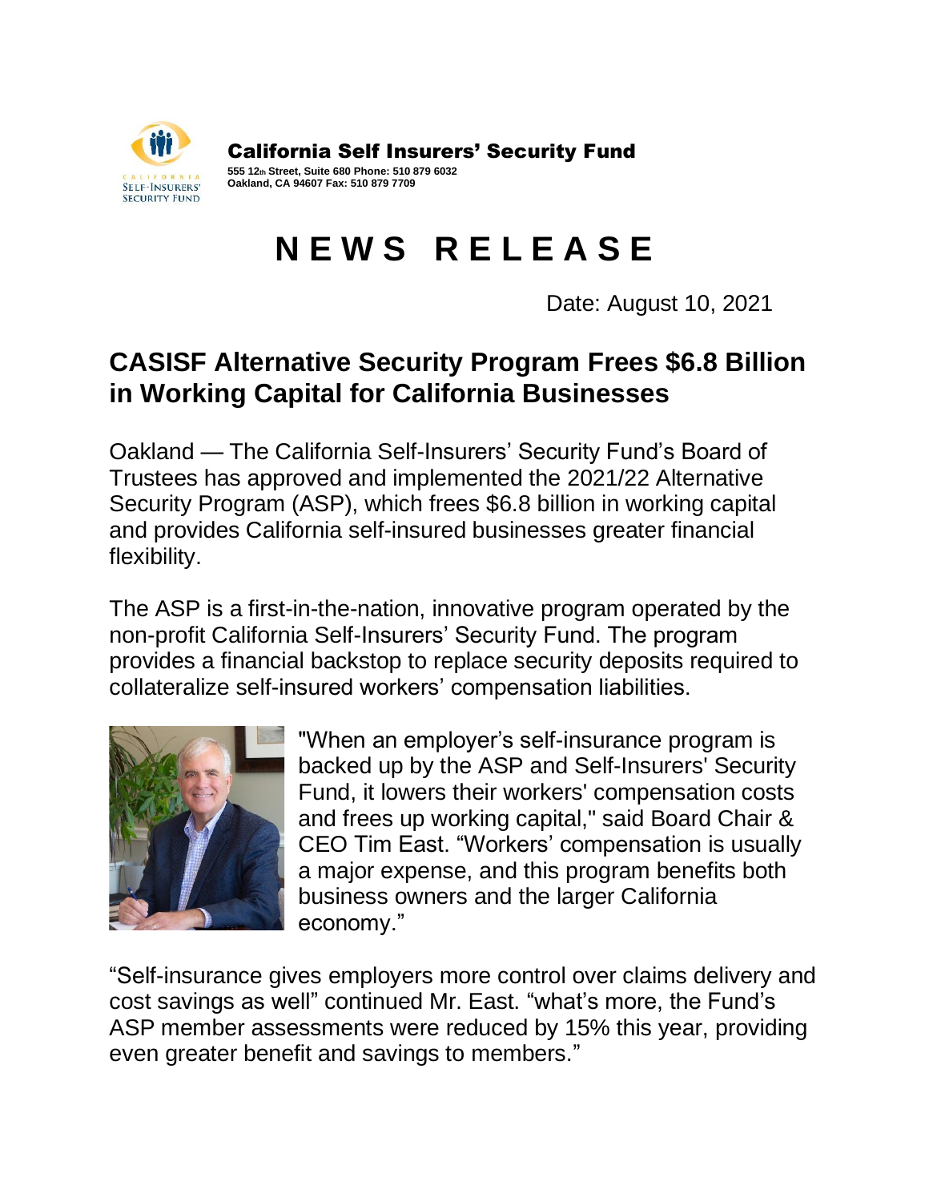**California Self Insurers' Security Fund**

**555 12th Street, Suite 680 Phone: 510 879 6032**
**Oakland, CA 94607 Fax: 510 879 7709**

# NEWS RELEASE

Date: August 10, 2021

## CASISF Alternative Security Program Frees $6.8 Billion in Working Capital for California Businesses

Oakland — The California Self-Insurers' Security Fund's Board of Trustees has approved and implemented the 2021/22 Alternative Security Program (ASP), which frees $6.8 billion in working capital and provides California self-insured businesses greater financial flexibility.

The ASP is a first-in-the-nation, innovative program operated by the non-profit California Self-Insurers' Security Fund. The program provides a financial backstop to replace security deposits required to collateralize self-insured workers' compensation liabilities.

"When an employer's self-insurance program is backed up by the ASP and Self-Insurers' Security Fund, it lowers their workers' compensation costs and frees up working capital," said Board Chair & CEO Tim East. "Workers' compensation is usually a major expense, and this program benefits both business owners and the larger California economy."

"Self-insurance gives employers more control over claims delivery and cost savings as well" continued Mr. East. "what's more, the Fund's ASP member assessments were reduced by 15% this year, providing even greater benefit and savings to members."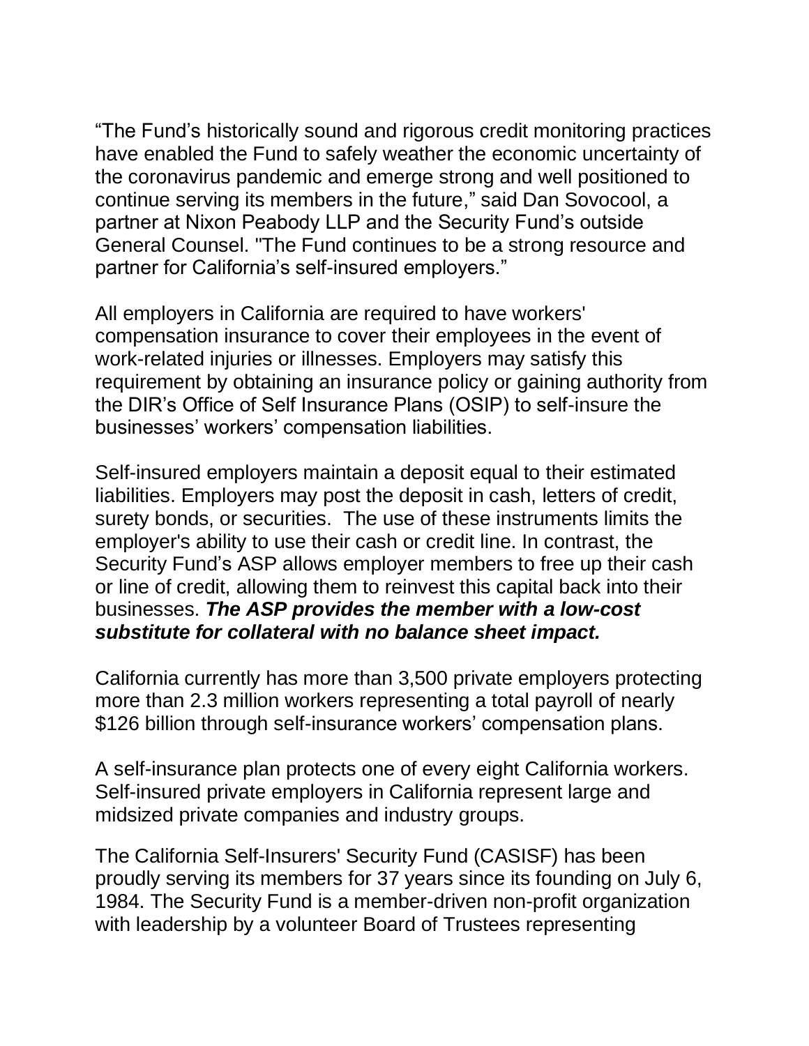"The Fund's historically sound and rigorous credit monitoring practices have enabled the Fund to safely weather the economic uncertainty of the coronavirus pandemic and emerge strong and well positioned to continue serving its members in the future," said Dan Sovocool, a partner at Nixon Peabody LLP and the Security Fund's outside General Counsel. "The Fund continues to be a strong resource and partner for California's self-insured employers."

All employers in California are required to have workers' compensation insurance to cover their employees in the event of work-related injuries or illnesses. Employers may satisfy this requirement by obtaining an insurance policy or gaining authority from the DIR's Office of Self Insurance Plans (OSIP) to self-insure the businesses' workers' compensation liabilities.

Self-insured employers maintain a deposit equal to their estimated liabilities. Employers may post the deposit in cash, letters of credit, surety bonds, or securities. The use of these instruments limits the employer's ability to use their cash or credit line. In contrast, the Security Fund's ASP allows employer members to free up their cash or line of credit, allowing them to reinvest this capital back into their businesses. ***The ASP provides the member with a low-cost substitute for collateral with no balance sheet impact.***

California currently has more than 3,500 private employers protecting more than 2.3 million workers representing a total payroll of nearly $126 billion through self-insurance workers' compensation plans.

A self-insurance plan protects one of every eight California workers. Self-insured private employers in California represent large and midsized private companies and industry groups.

The California Self-Insurers' Security Fund (CASISF) has been proudly serving its members for 37 years since its founding on July 6, 1984. The Security Fund is a member-driven non-profit organization with leadership by a volunteer Board of Trustees representing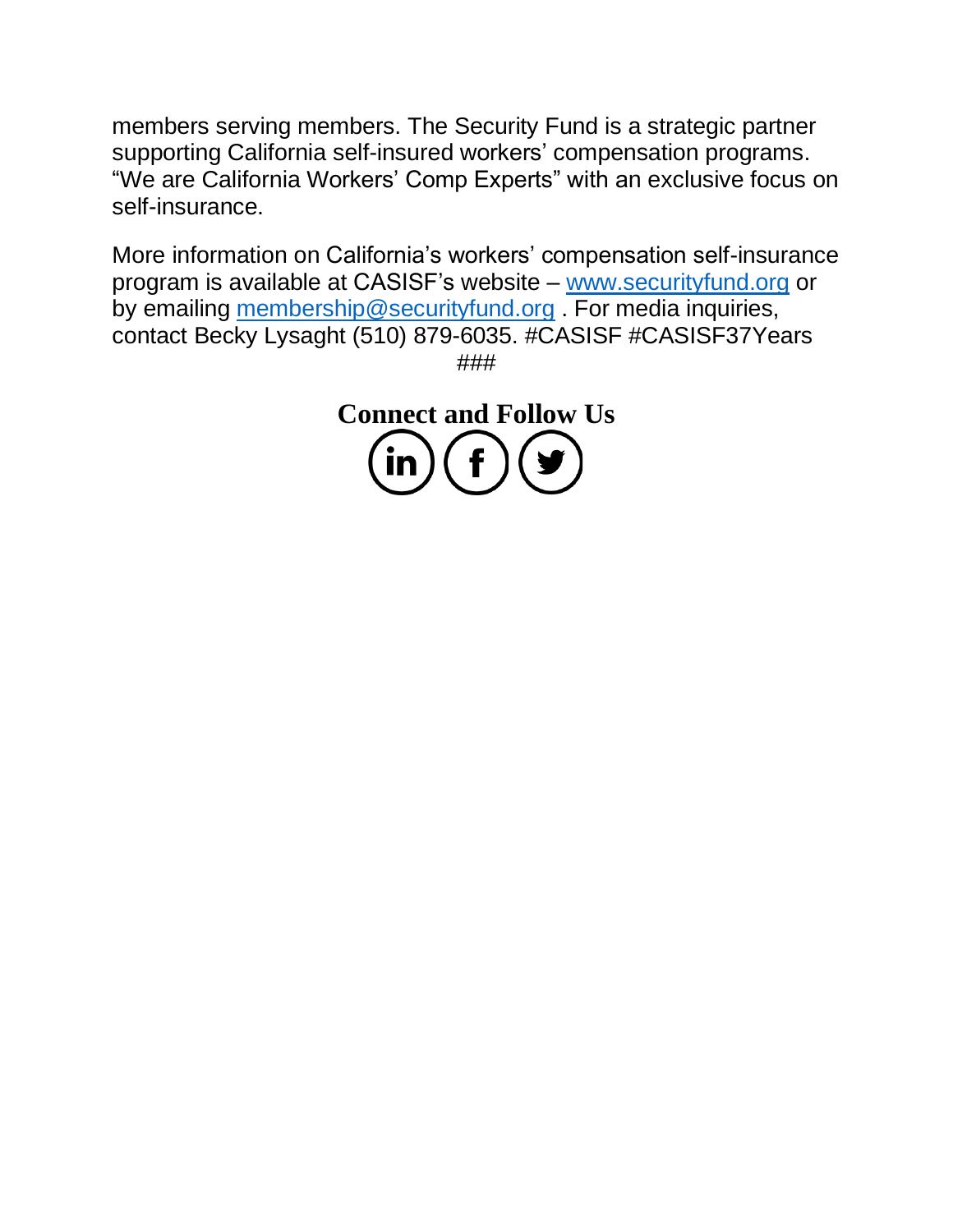members serving members. The Security Fund is a strategic partner supporting California self-insured workers' compensation programs. "We are California Workers' Comp Experts" with an exclusive focus on self-insurance.

More information on California's workers' compensation self-insurance program is available at CASISF's website – [www.securityfund.org](http://www.securityfund.org) or by emailing [membership@securityfund.org](mailto:membership@securityfund.org) . For media inquiries, contact Becky Lysaght (510) 879-6035. #CASISF #CASISF37Years

###

**Connect and Follow Us**